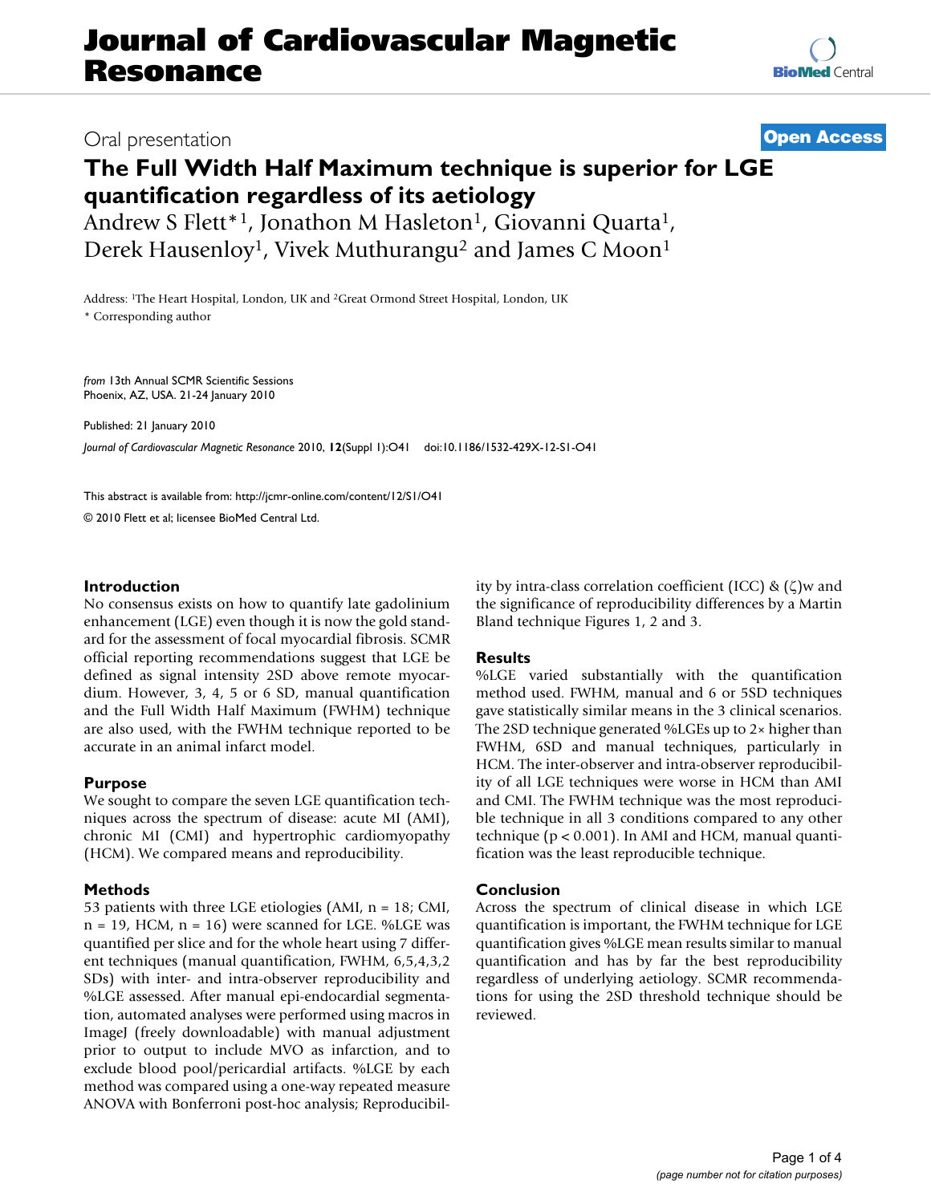# Journal of Cardiovascular Magnetic Resonance

Oral presentation

**Open Access**

## The Full Width Half Maximum technique is superior for LGE quantification regardless of its aetiology

Andrew S Flett*[1], Jonathon M Hasleton[1], Giovanni Quarta[1], Derek Hausenloy[1], Vivek Muthurangu[2] and James C Moon[1]

Address: [1]The Heart Hospital, London, UK and [2]Great Ormond Street Hospital, London, UK

\* Corresponding author

*from* 13th Annual SCMR Scientific Sessions
Phoenix, AZ, USA. 21-24 January 2010

Published: 21 January 2010

*Journal of Cardiovascular Magnetic Resonance* 2010, **12**(Suppl 1):O41 doi:10.1186/1532-429X-12-S1-O41

This abstract is available from: http://jcmr-online.com/content/12/S1/O41

© 2010 Flett et al; licensee BioMed Central Ltd.

### Introduction

No consensus exists on how to quantify late gadolinium enhancement (LGE) even though it is now the gold standard for the assessment of focal myocardial fibrosis. SCMR official reporting recommendations suggest that LGE be defined as signal intensity 2SD above remote myocardium. However, 3, 4, 5 or 6 SD, manual quantification and the Full Width Half Maximum (FWHM) technique are also used, with the FWHM technique reported to be accurate in an animal infarct model.

### Purpose

We sought to compare the seven LGE quantification techniques across the spectrum of disease: acute MI (AMI), chronic MI (CMI) and hypertrophic cardiomyopathy (HCM). We compared means and reproducibility.

### Methods

53 patients with three LGE etiologies (AMI, n = 18; CMI, n = 19, HCM, n = 16) were scanned for LGE. %LGE was quantified per slice and for the whole heart using 7 different techniques (manual quantification, FWHM, 6,5,4,3,2 SDs) with inter- and intra-observer reproducibility and %LGE assessed. After manual epi-endocardial segmentation, automated analyses were performed using macros in ImageJ (freely downloadable) with manual adjustment prior to output to include MVO as infarction, and to exclude blood pool/pericardial artifacts. %LGE by each method was compared using a one-way repeated measure ANOVA with Bonferroni post-hoc analysis; Reproducibility by intra-class correlation coefficient (ICC) & $(\zeta)$w and the significance of reproducibility differences by a Martin Bland technique Figures 1, 2 and 3.

### Results

%LGE varied substantially with the quantification method used. FWHM, manual and 6 or 5SD techniques gave statistically similar means in the 3 clinical scenarios. The 2SD technique generated %LGEs up to 2× higher than FWHM, 6SD and manual techniques, particularly in HCM. The inter-observer and intra-observer reproducibility of all LGE techniques were worse in HCM than AMI and CMI. The FWHM technique was the most reproducible technique in all 3 conditions compared to any other technique ($p < 0.001$). In AMI and HCM, manual quantification was the least reproducible technique.

### Conclusion

Across the spectrum of clinical disease in which LGE quantification is important, the FWHM technique for LGE quantification gives %LGE mean results similar to manual quantification and has by far the best reproducibility regardless of underlying aetiology. SCMR recommendations for using the 2SD threshold technique should be reviewed.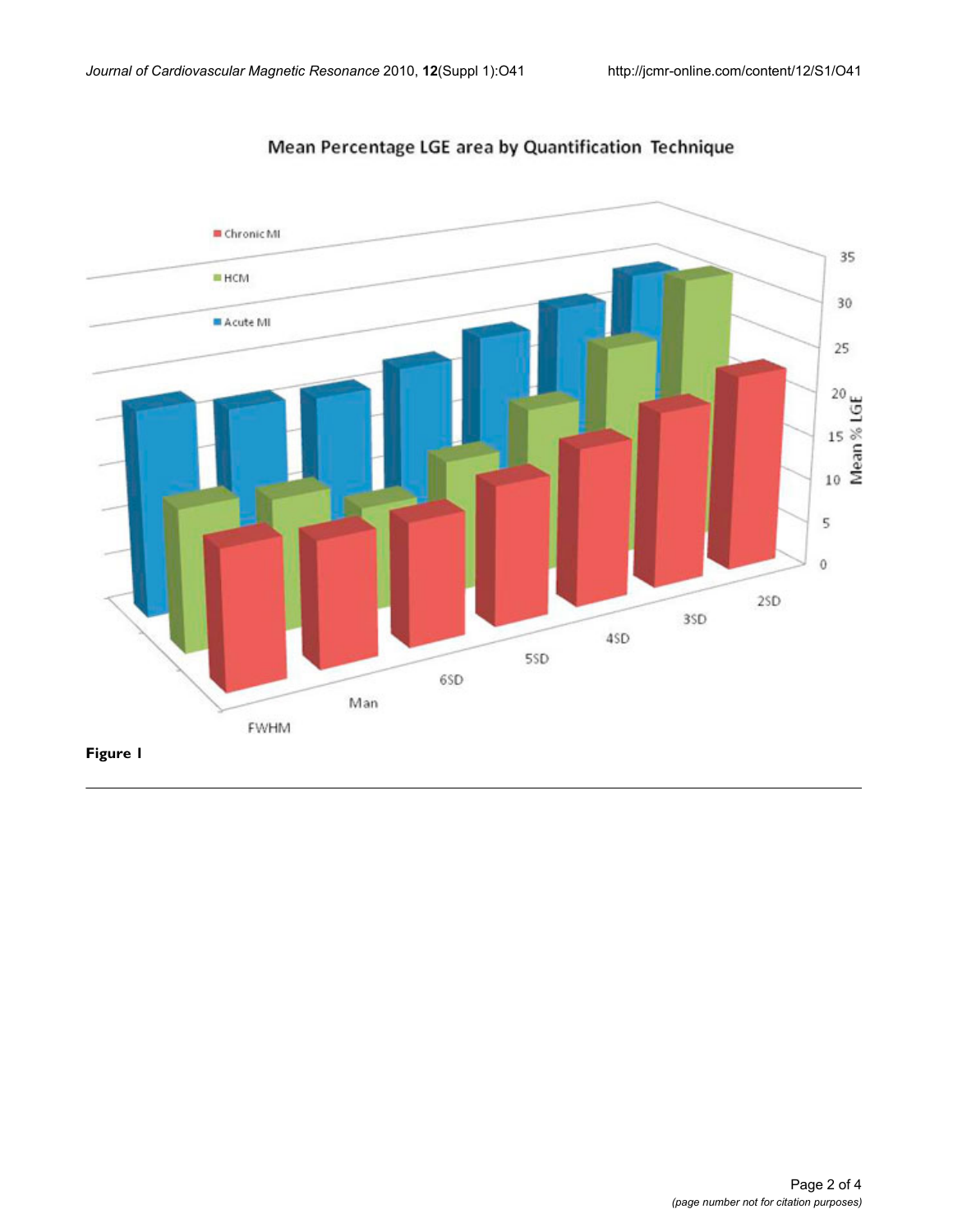Figure 1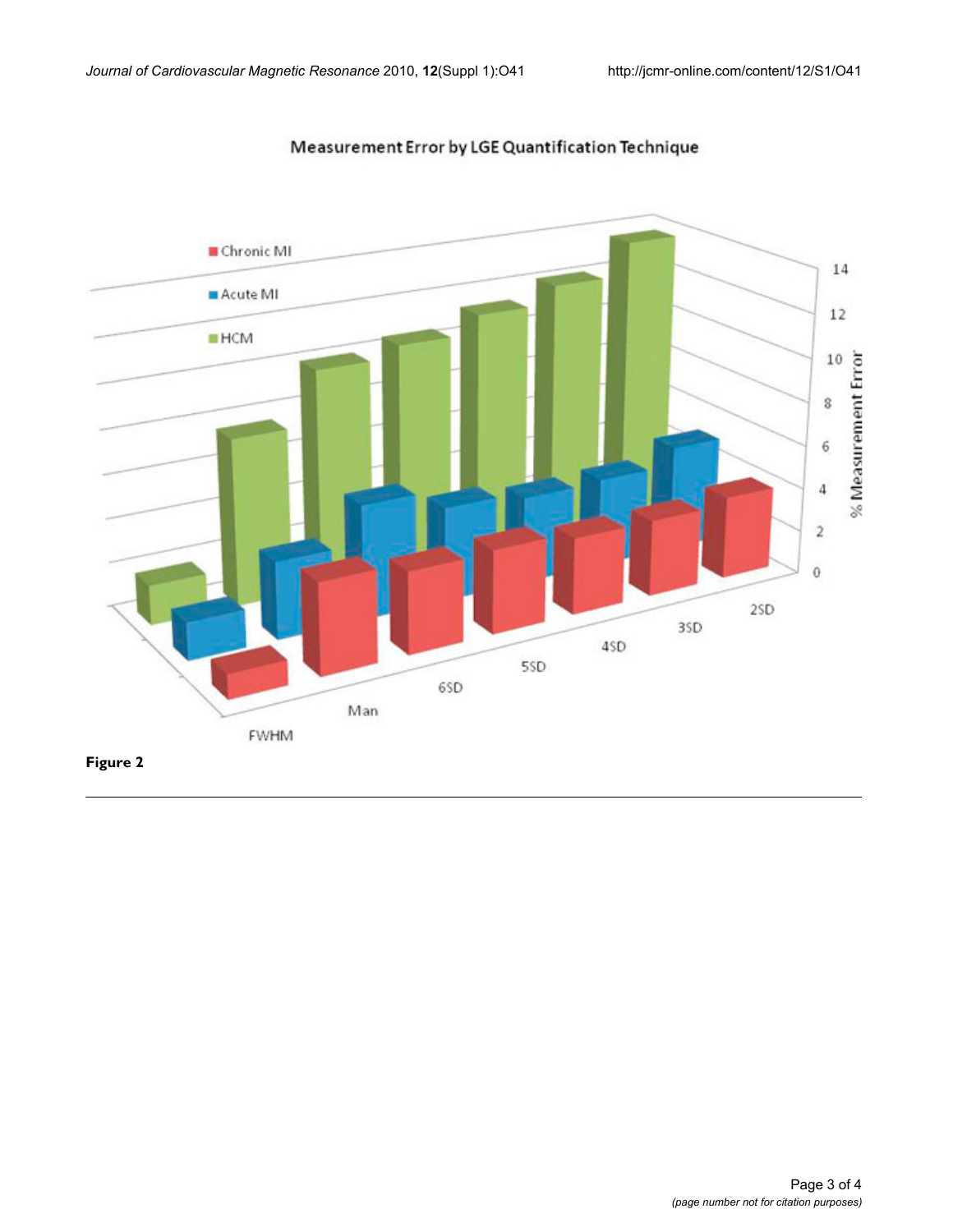Measurement Error by LGE Quantification Technique

Chronic MI

Acute MI

HCM

14

12

10

8

6

4

2

0

% Measurement Error

FWHM

Man

6SD

5SD

4SD

3SD

2SD

**Figure 2**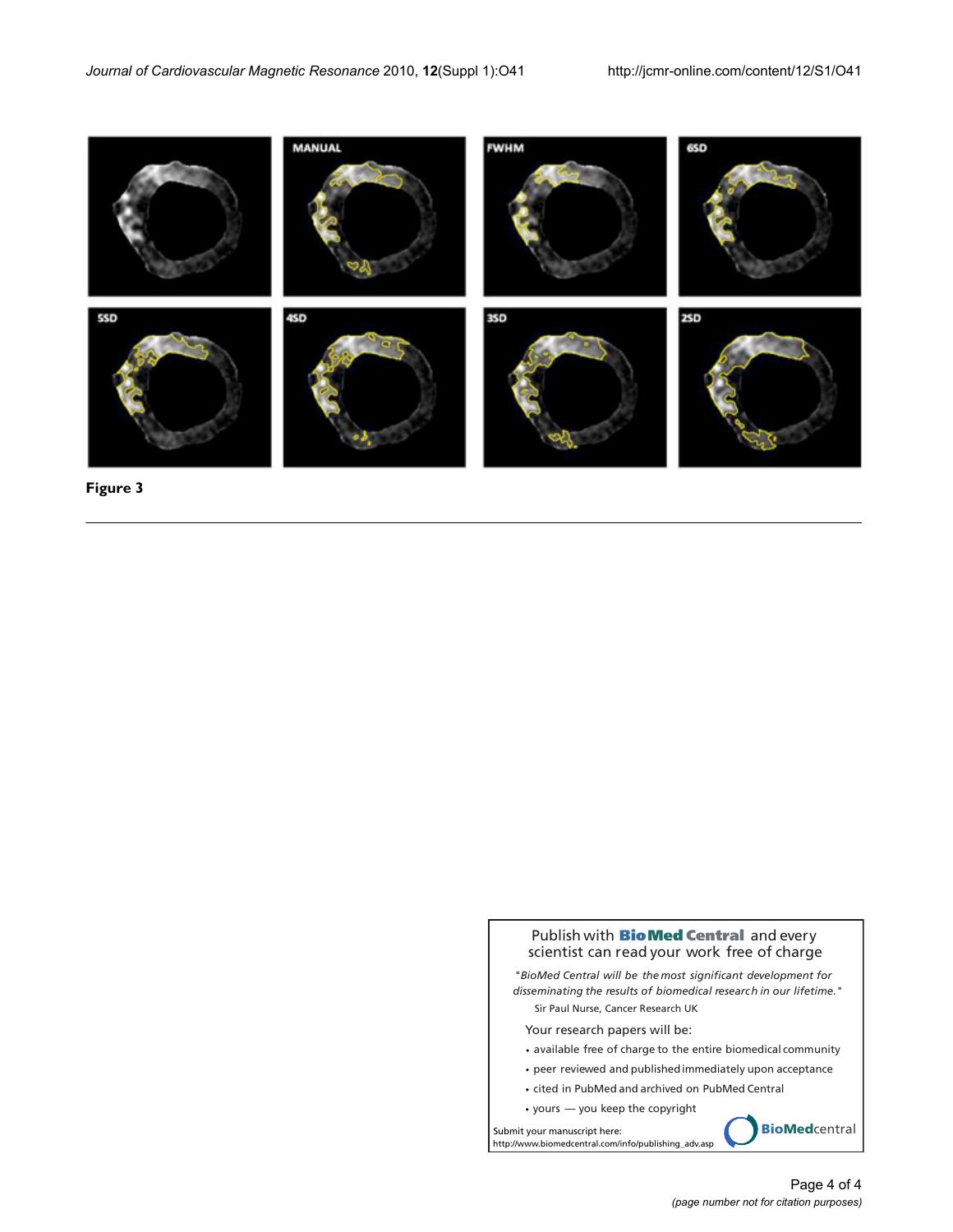MANUAL

FWHM

6SD

5SD

4SD

3SD

2SD

**Figure 3**

Publish with **BioMed Central** and every scientist can read your work free of charge

*"BioMed Central will be the most significant development for disseminating the results of biomedical research in our lifetime."*

Sir Paul Nurse, Cancer Research UK

Your research papers will be:

- available free of charge to the entire biomedical community
- peer reviewed and published immediately upon acceptance
- cited in PubMed and archived on PubMed Central
- yours — you keep the copyright

Submit your manuscript here:
http://www.biomedcentral.com/info/publishing_adv.asp

BioMedcentral